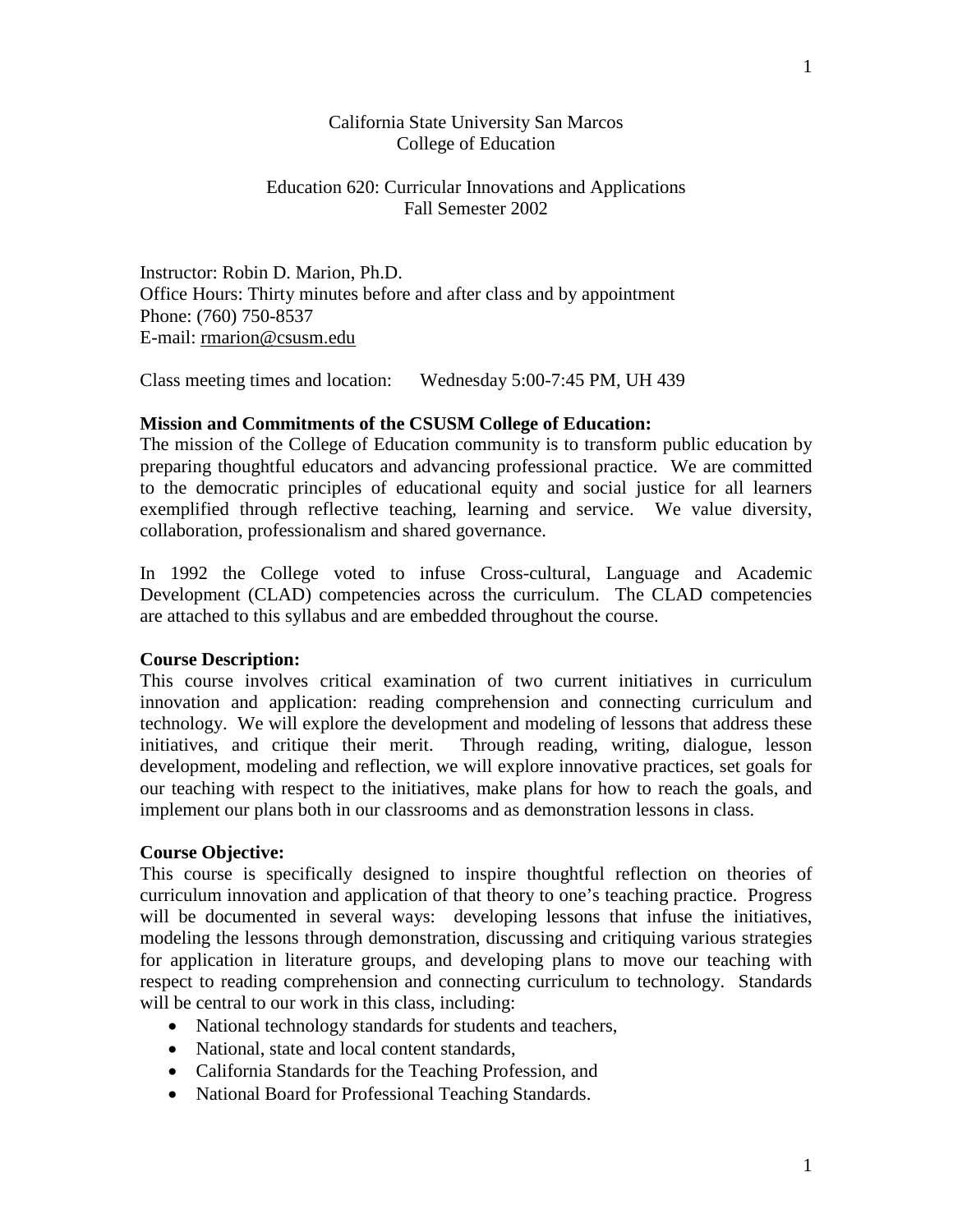California State University San Marcos
College of Education

Education 620: Curricular Innovations and Applications
Fall Semester 2002

Instructor: Robin D. Marion, Ph.D.
Office Hours: Thirty minutes before and after class and by appointment
Phone: (760) 750-8537
E-mail: rmarion@csusm.edu

Class meeting times and location: Wednesday 5:00-7:45 PM, UH 439

**Mission and Commitments of the CSUSM College of Education:**
The mission of the College of Education community is to transform public education by preparing thoughtful educators and advancing professional practice. We are committed to the democratic principles of educational equity and social justice for all learners exemplified through reflective teaching, learning and service. We value diversity, collaboration, professionalism and shared governance.

In 1992 the College voted to infuse Cross-cultural, Language and Academic Development (CLAD) competencies across the curriculum. The CLAD competencies are attached to this syllabus and are embedded throughout the course.

**Course Description:**
This course involves critical examination of two current initiatives in curriculum innovation and application: reading comprehension and connecting curriculum and technology. We will explore the development and modeling of lessons that address these initiatives, and critique their merit. Through reading, writing, dialogue, lesson development, modeling and reflection, we will explore innovative practices, set goals for our teaching with respect to the initiatives, make plans for how to reach the goals, and implement our plans both in our classrooms and as demonstration lessons in class.

**Course Objective:**
This course is specifically designed to inspire thoughtful reflection on theories of curriculum innovation and application of that theory to one's teaching practice. Progress will be documented in several ways: developing lessons that infuse the initiatives, modeling the lessons through demonstration, discussing and critiquing various strategies for application in literature groups, and developing plans to move our teaching with respect to reading comprehension and connecting curriculum to technology. Standards will be central to our work in this class, including:

- National technology standards for students and teachers,
- National, state and local content standards,
- California Standards for the Teaching Profession, and
- National Board for Professional Teaching Standards.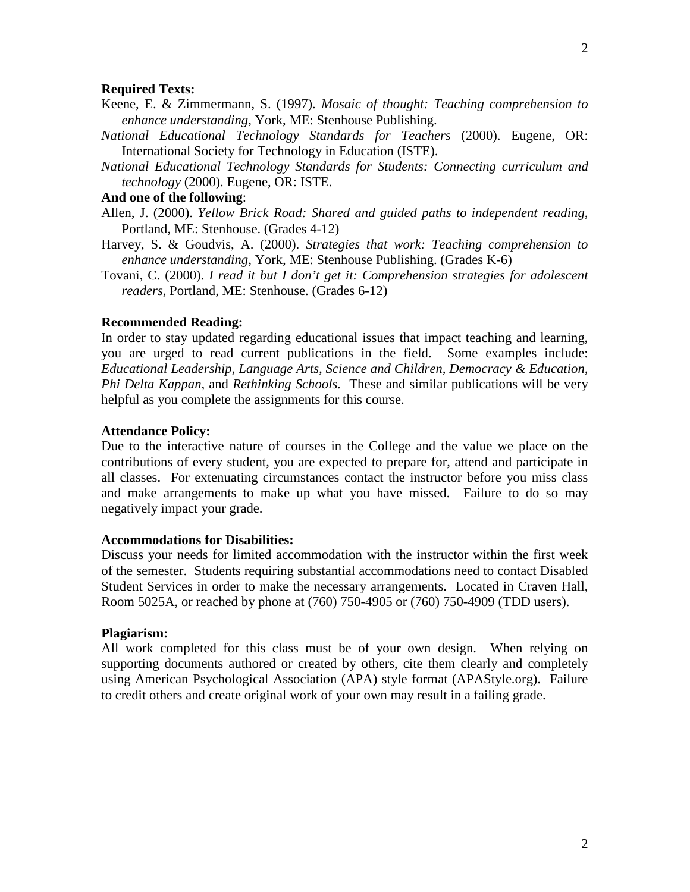**Required Texts:**

Keene, E. & Zimmermann, S. (1997). *Mosaic of thought: Teaching comprehension to enhance understanding*, York, ME: Stenhouse Publishing.

*National Educational Technology Standards for Teachers* (2000). Eugene, OR: International Society for Technology in Education (ISTE).

*National Educational Technology Standards for Students: Connecting curriculum and technology* (2000). Eugene, OR: ISTE.

**And one of the following**:

Allen, J. (2000). *Yellow Brick Road: Shared and guided paths to independent reading*, Portland, ME: Stenhouse. (Grades 4-12)

Harvey, S. & Goudvis, A. (2000). *Strategies that work: Teaching comprehension to enhance understanding*, York, ME: Stenhouse Publishing. (Grades K-6)

Tovani, C. (2000). *I read it but I don't get it: Comprehension strategies for adolescent readers*, Portland, ME: Stenhouse. (Grades 6-12)

**Recommended Reading:**

In order to stay updated regarding educational issues that impact teaching and learning, you are urged to read current publications in the field. Some examples include: *Educational Leadership, Language Arts, Science and Children, Democracy & Education, Phi Delta Kappan,* and *Rethinking Schools.* These and similar publications will be very helpful as you complete the assignments for this course.

**Attendance Policy:**

Due to the interactive nature of courses in the College and the value we place on the contributions of every student, you are expected to prepare for, attend and participate in all classes. For extenuating circumstances contact the instructor before you miss class and make arrangements to make up what you have missed. Failure to do so may negatively impact your grade.

**Accommodations for Disabilities:**

Discuss your needs for limited accommodation with the instructor within the first week of the semester. Students requiring substantial accommodations need to contact Disabled Student Services in order to make the necessary arrangements. Located in Craven Hall, Room 5025A, or reached by phone at (760) 750-4905 or (760) 750-4909 (TDD users).

**Plagiarism:**

All work completed for this class must be of your own design. When relying on supporting documents authored or created by others, cite them clearly and completely using American Psychological Association (APA) style format (APAStyle.org). Failure to credit others and create original work of your own may result in a failing grade.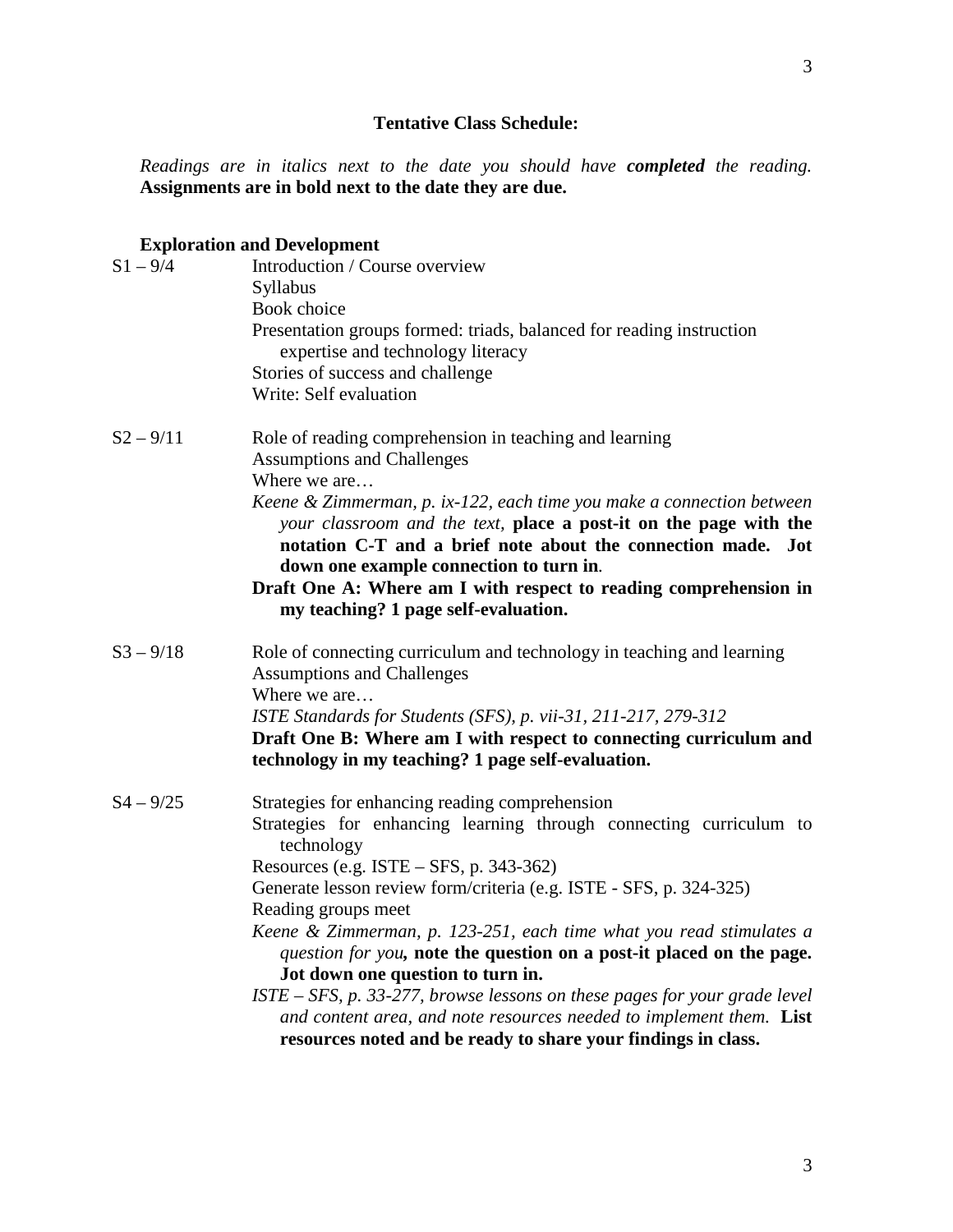**Tentative Class Schedule:**

*Readings are in italics next to the date you should have* ***completed*** *the reading.* **Assignments are in bold next to the date they are due.**

**Exploration and Development**

S1 – 9/4

- Introduction / Course overview
- Syllabus
- Book choice
- Presentation groups formed: triads, balanced for reading instruction expertise and technology literacy
- Stories of success and challenge
- Write: Self evaluation

S2 – 9/11

- Role of reading comprehension in teaching and learning
- Assumptions and Challenges
- Where we are…
- *Keene & Zimmerman, p. ix-122, each time you make a connection between your classroom and the text,* **place a post-it on the page with the notation C-T and a brief note about the connection made. Jot down one example connection to turn in**.
- **Draft One A: Where am I with respect to reading comprehension in my teaching? 1 page self-evaluation.**

S3 – 9/18

- Role of connecting curriculum and technology in teaching and learning
- Assumptions and Challenges
- Where we are…
- *ISTE Standards for Students (SFS), p. vii-31, 211-217, 279-312*
- **Draft One B: Where am I with respect to connecting curriculum and technology in my teaching? 1 page self-evaluation.**

S4 – 9/25

- Strategies for enhancing reading comprehension
- Strategies for enhancing learning through connecting curriculum to technology
- Resources (e.g. ISTE – SFS, p. 343-362)
- Generate lesson review form/criteria (e.g. ISTE - SFS, p. 324-325)
- Reading groups meet
- *Keene & Zimmerman, p. 123-251, each time what you read stimulates a question for you***, note the question on a post-it placed on the page. Jot down one question to turn in.**
- *ISTE – SFS, p. 33-277, browse lessons on these pages for your grade level and content area, and note resources needed to implement them.* **List resources noted and be ready to share your findings in class.**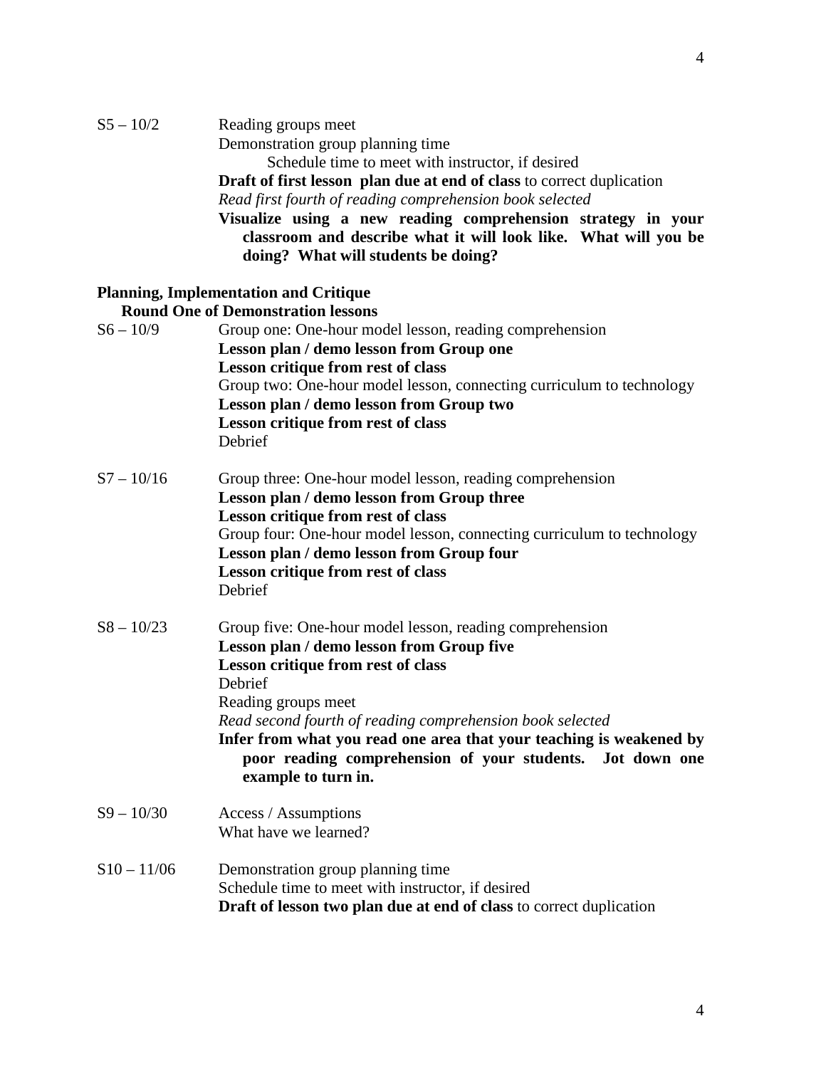S5 – 10/2 Reading groups meet

Demonstration group planning time

Schedule time to meet with instructor, if desired

**Draft of first lesson plan due at end of class** to correct duplication

*Read first fourth of reading comprehension book selected*

**Visualize using a new reading comprehension strategy in your classroom and describe what it will look like. What will you be doing? What will students be doing?**

**Planning, Implementation and Critique**

**Round One of Demonstration lessons**

S6 – 10/9 Group one: One-hour model lesson, reading comprehension

**Lesson plan / demo lesson from Group one**

**Lesson critique from rest of class**

Group two: One-hour model lesson, connecting curriculum to technology

**Lesson plan / demo lesson from Group two**

**Lesson critique from rest of class**

Debrief

S7 – 10/16 Group three: One-hour model lesson, reading comprehension

**Lesson plan / demo lesson from Group three**

**Lesson critique from rest of class**

Group four: One-hour model lesson, connecting curriculum to technology

**Lesson plan / demo lesson from Group four**

**Lesson critique from rest of class**

Debrief

S8 – 10/23 Group five: One-hour model lesson, reading comprehension

**Lesson plan / demo lesson from Group five**

**Lesson critique from rest of class**

Debrief

Reading groups meet

*Read second fourth of reading comprehension book selected*

**Infer from what you read one area that your teaching is weakened by poor reading comprehension of your students. Jot down one example to turn in.**

S9 – 10/30 Access / Assumptions

What have we learned?

S10 – 11/06 Demonstration group planning time

Schedule time to meet with instructor, if desired

**Draft of lesson two plan due at end of class** to correct duplication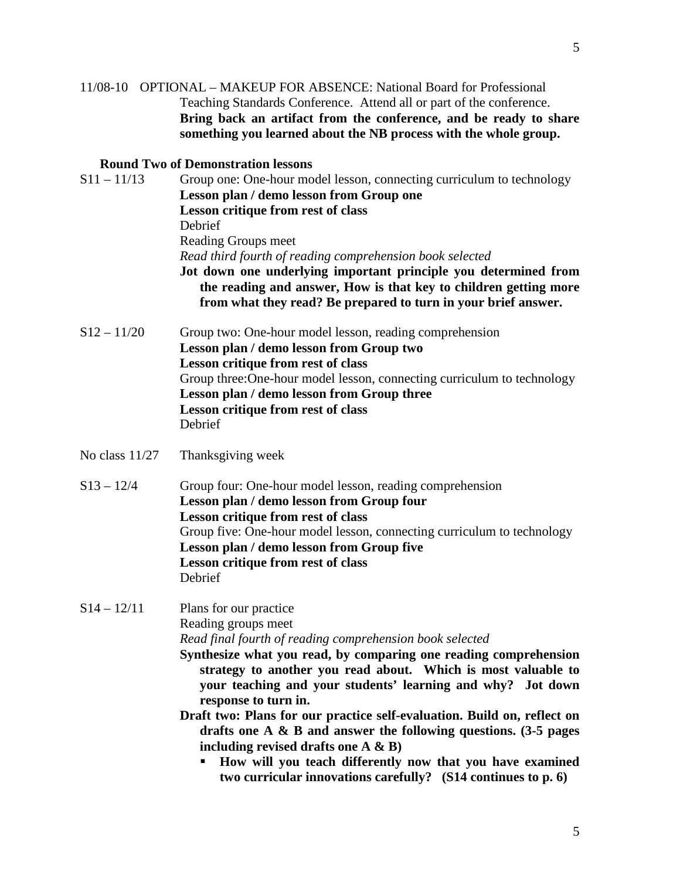11/08-10 OPTIONAL – MAKEUP FOR ABSENCE: National Board for Professional Teaching Standards Conference. Attend all or part of the conference. **Bring back an artifact from the conference, and be ready to share something you learned about the NB process with the whole group.**

**Round Two of Demonstration lessons**

S11 – 11/13 Group one: One-hour model lesson, connecting curriculum to technology
**Lesson plan / demo lesson from Group one**
**Lesson critique from rest of class**
Debrief
Reading Groups meet
*Read third fourth of reading comprehension book selected*
**Jot down one underlying important principle you determined from the reading and answer, How is that key to children getting more from what they read? Be prepared to turn in your brief answer.**

S12 – 11/20 Group two: One-hour model lesson, reading comprehension
**Lesson plan / demo lesson from Group two**
**Lesson critique from rest of class**
Group three:One-hour model lesson, connecting curriculum to technology
**Lesson plan / demo lesson from Group three**
**Lesson critique from rest of class**
Debrief

No class 11/27 Thanksgiving week

S13 – 12/4 Group four: One-hour model lesson, reading comprehension
**Lesson plan / demo lesson from Group four**
**Lesson critique from rest of class**
Group five: One-hour model lesson, connecting curriculum to technology
**Lesson plan / demo lesson from Group five**
**Lesson critique from rest of class**
Debrief

S14 – 12/11 Plans for our practice
Reading groups meet
*Read final fourth of reading comprehension book selected*
**Synthesize what you read, by comparing one reading comprehension strategy to another you read about. Which is most valuable to your teaching and your students' learning and why? Jot down response to turn in.**
**Draft two: Plans for our practice self-evaluation. Build on, reflect on drafts one A & B and answer the following questions. (3-5 pages including revised drafts one A & B)**

- **How will you teach differently now that you have examined two curricular innovations carefully? (S14 continues to p. 6)**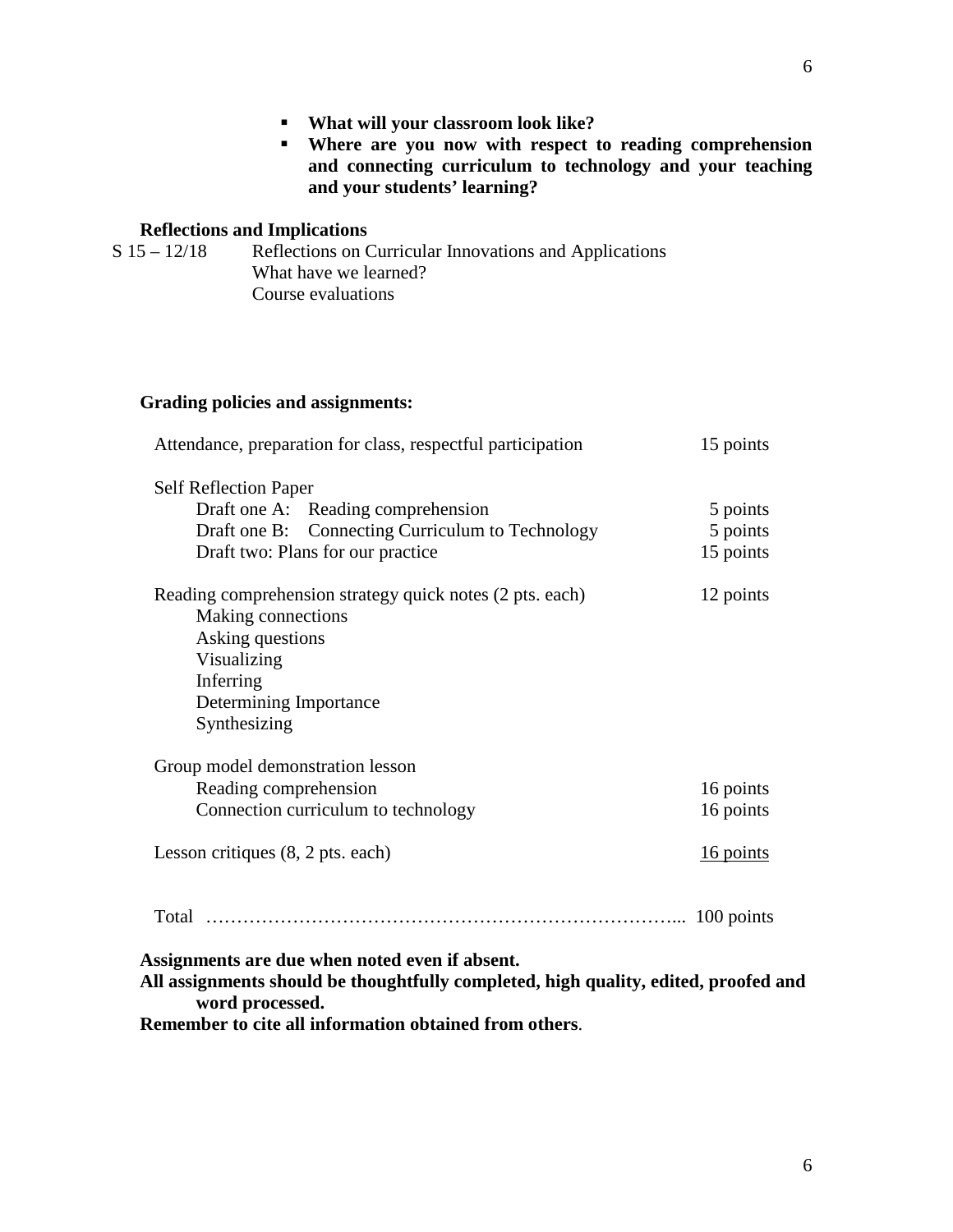- **What will your classroom look like?**
- **Where are you now with respect to reading comprehension and connecting curriculum to technology and your teaching and your students' learning?**

**Reflections and Implications**

S 15 – 12/18 Reflections on Curricular Innovations and Applications
What have we learned?
Course evaluations

**Grading policies and assignments:**

| | |
|---|---|
| Attendance, preparation for class, respectful participation | 15 points |
| Self Reflection Paper | |
| Draft one A: Reading comprehension | 5 points |
| Draft one B: Connecting Curriculum to Technology | 5 points |
| Draft two: Plans for our practice | 15 points |
| Reading comprehension strategy quick notes (2 pts. each) | 12 points |
| Making connections | |
| Asking questions | |
| Visualizing | |
| Inferring | |
| Determining Importance | |
| Synthesizing | |
| Group model demonstration lesson | |
| Reading comprehension | 16 points |
| Connection curriculum to technology | 16 points |
| Lesson critiques (8, 2 pts. each) | 16 points |
| Total ………………………………………………………………... | 100 points |

**Assignments are due when noted even if absent.**

**All assignments should be thoughtfully completed, high quality, edited, proofed and word processed.**

**Remember to cite all information obtained from others**.